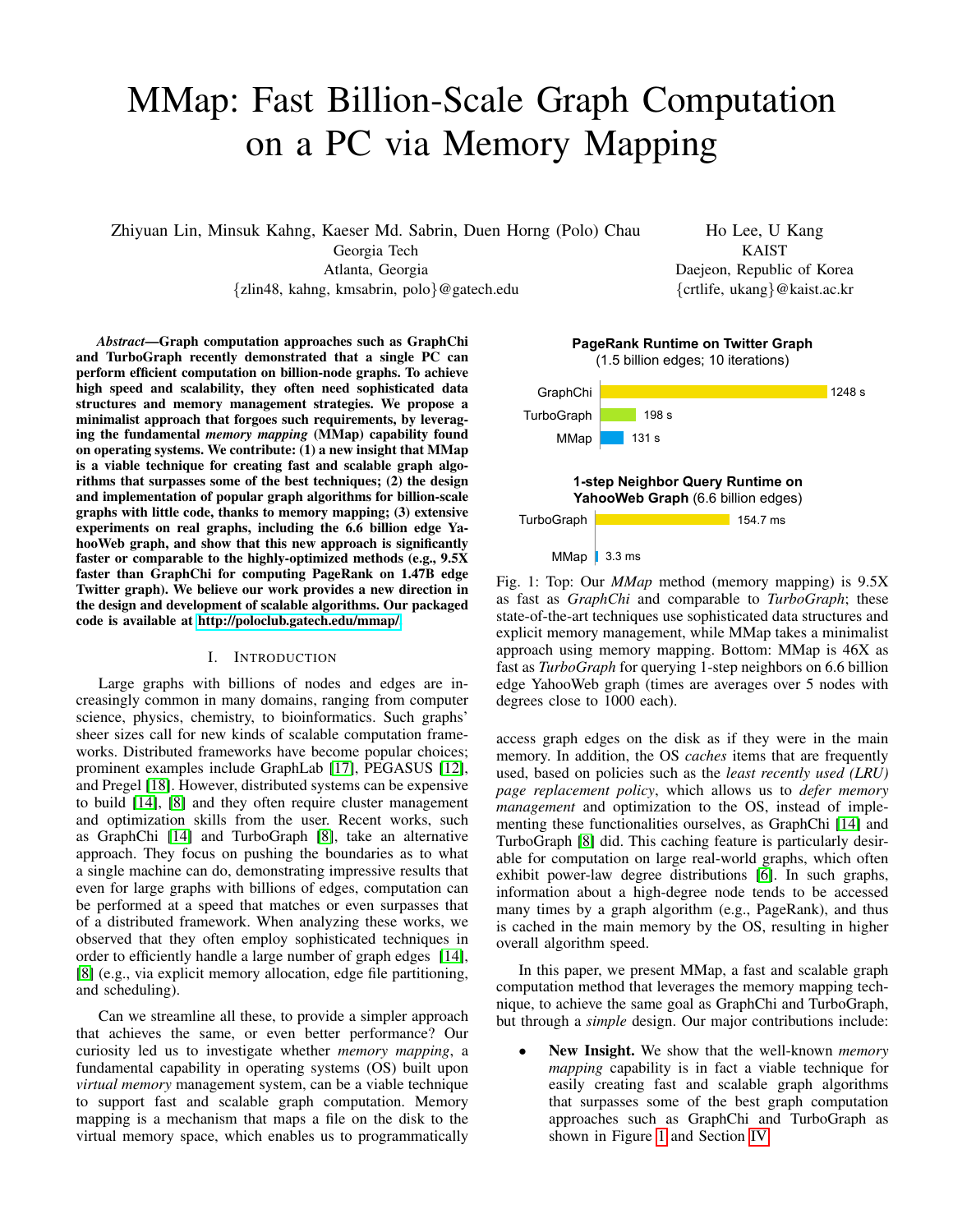# MMap: Fast Billion-Scale Graph Computation on a PC via Memory Mapping

Zhiyuan Lin, Minsuk Kahng, Kaeser Md. Sabrin, Duen Horng (Polo) Chau
Georgia Tech
Atlanta, Georgia
{zlin48, kahng, kmsabrin, polo}@gatech.edu

Ho Lee, U Kang
KAIST
Daejeon, Republic of Korea
{crtlife, ukang}@kaist.ac.kr

***Abstract*—Graph computation approaches such as GraphChi and TurboGraph recently demonstrated that a single PC can perform efficient computation on billion-node graphs. To achieve high speed and scalability, they often need sophisticated data structures and memory management strategies. We propose a minimalist approach that forgoes such requirements, by leveraging the fundamental *memory mapping* (MMap) capability found on operating systems. We contribute: (1) a new insight that MMap is a viable technique for creating fast and scalable graph algorithms that surpasses some of the best techniques; (2) the design and implementation of popular graph algorithms for billion-scale graphs with little code, thanks to memory mapping; (3) extensive experiments on real graphs, including the 6.6 billion edge YahooWeb graph, and show that this new approach is significantly faster or comparable to the highly-optimized methods (e.g., 9.5X faster than GraphChi for computing PageRank on 1.47B edge Twitter graph). We believe our work provides a new direction in the design and development of scalable algorithms. Our packaged code is available at http://poloclub.gatech.edu/mmap/.**

## I. Introduction

Large graphs with billions of nodes and edges are increasingly common in many domains, ranging from computer science, physics, chemistry, to bioinformatics. Such graphs' sheer sizes call for new kinds of scalable computation frameworks. Distributed frameworks have become popular choices; prominent examples include GraphLab [17], PEGASUS [12], and Pregel [18]. However, distributed systems can be expensive to build [14], [8] and they often require cluster management and optimization skills from the user. Recent works, such as GraphChi [14] and TurboGraph [8], take an alternative approach. They focus on pushing the boundaries as to what a single machine can do, demonstrating impressive results that even for large graphs with billions of edges, computation can be performed at a speed that matches or even surpasses that of a distributed framework. When analyzing these works, we observed that they often employ sophisticated techniques in order to efficiently handle a large number of graph edges [14], [8] (e.g., via explicit memory allocation, edge file partitioning, and scheduling).

Can we streamline all these, to provide a simpler approach that achieves the same, or even better performance? Our curiosity led us to investigate whether *memory mapping*, a fundamental capability in operating systems (OS) built upon *virtual memory* management system, can be a viable technique to support fast and scalable graph computation. Memory mapping is a mechanism that maps a file on the disk to the virtual memory space, which enables us to programmatically access graph edges on the disk as if they were in the main memory. In addition, the OS *caches* items that are frequently used, based on policies such as the *least recently used (LRU) page replacement policy*, which allows us to *defer memory management* and optimization to the OS, instead of implementing these functionalities ourselves, as GraphChi [14] and TurboGraph [8] did. This caching feature is particularly desirable for computation on large real-world graphs, which often exhibit power-law degree distributions [6]. In such graphs, information about a high-degree node tends to be accessed many times by a graph algorithm (e.g., PageRank), and thus is cached in the main memory by the OS, resulting in higher overall algorithm speed.

**PageRank Runtime on Twitter Graph**
(1.5 billion edges; 10 iterations)

| Method | Runtime |
|---|---|
| GraphChi | 1248 s |
| TurboGraph | 198 s |
| MMap | 131 s |

**1-step Neighbor Query Runtime on YahooWeb Graph** (6.6 billion edges)

| Method | Runtime |
|---|---|
| TurboGraph | 154.7 ms |
| MMap | 3.3 ms |

Fig. 1: Top: Our *MMap* method (memory mapping) is 9.5X as fast as *GraphChi* and comparable to *TurboGraph*; these state-of-the-art techniques use sophisticated data structures and explicit memory management, while MMap takes a minimalist approach using memory mapping. Bottom: MMap is 46X as fast as *TurboGraph* for querying 1-step neighbors on 6.6 billion edge YahooWeb graph (times are averages over 5 nodes with degrees close to 1000 each).

In this paper, we present MMap, a fast and scalable graph computation method that leverages the memory mapping technique, to achieve the same goal as GraphChi and TurboGraph, but through a *simple* design. Our major contributions include:

- **New Insight.** We show that the well-known *memory mapping* capability is in fact a viable technique for easily creating fast and scalable graph algorithms that surpasses some of the best graph computation approaches such as GraphChi and TurboGraph as shown in Figure 1 and Section IV.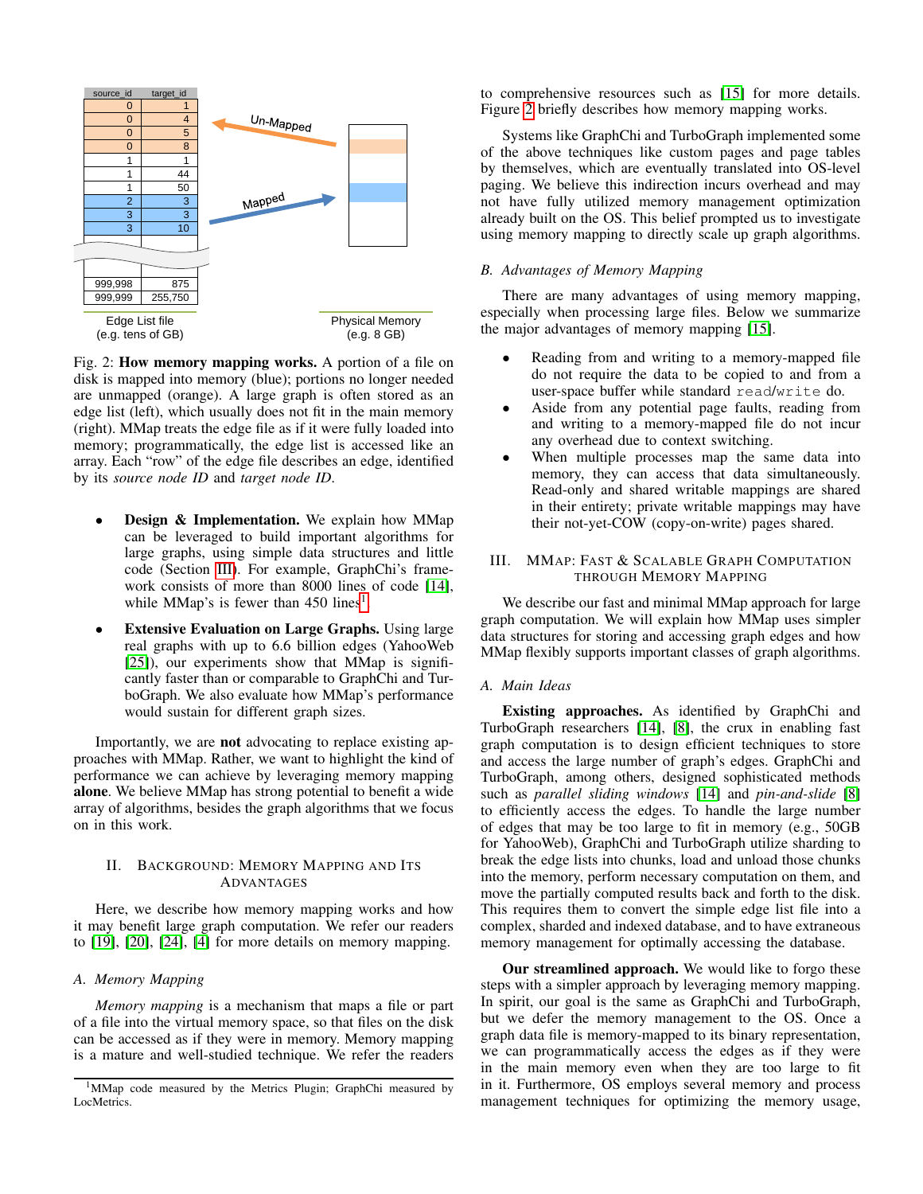| source_id | target_id |
|---|---|
| 0 | 1 |
| 0 | 4 |
| 0 | 5 |
| 0 | 8 |
| 1 | 1 |
| 1 | 44 |
| 1 | 50 |
| 2 | 3 |
| 3 | 3 |
| 3 | 10 |
| ... | ... |
| 999,998 | 875 |
| 999,999 | 255,750 |

Un-Mapped

Mapped

Edge List file (e.g. tens of GB)

Physical Memory (e.g. 8 GB)

Fig. 2: **How memory mapping works.** A portion of a file on disk is mapped into memory (blue); portions no longer needed are unmapped (orange). A large graph is often stored as an edge list (left), which usually does not fit in the main memory (right). MMap treats the edge file as if it were fully loaded into memory; programmatically, the edge list is accessed like an array. Each "row" of the edge file describes an edge, identified by its *source node ID* and *target node ID*.

- **Design & Implementation.** We explain how MMap can be leveraged to build important algorithms for large graphs, using simple data structures and little code (Section III). For example, GraphChi's framework consists of more than 8000 lines of code [14], while MMap's is fewer than 450 lines[1].
- **Extensive Evaluation on Large Graphs.** Using large real graphs with up to 6.6 billion edges (YahooWeb [25]), our experiments show that MMap is significantly faster than or comparable to GraphChi and TurboGraph. We also evaluate how MMap's performance would sustain for different graph sizes.

Importantly, we are **not** advocating to replace existing approaches with MMap. Rather, we want to highlight the kind of performance we can achieve by leveraging memory mapping **alone**. We believe MMap has strong potential to benefit a wide array of algorithms, besides the graph algorithms that we focus on in this work.

## II. Background: Memory Mapping and Its Advantages

Here, we describe how memory mapping works and how it may benefit large graph computation. We refer our readers to [19], [20], [24], [4] for more details on memory mapping.

### A. Memory Mapping

*Memory mapping* is a mechanism that maps a file or part of a file into the virtual memory space, so that files on the disk can be accessed as if they were in memory. Memory mapping is a mature and well-studied technique. We refer the readers to comprehensive resources such as [15] for more details. Figure 2 briefly describes how memory mapping works.

Systems like GraphChi and TurboGraph implemented some of the above techniques like custom pages and page tables by themselves, which are eventually translated into OS-level paging. We believe this indirection incurs overhead and may not have fully utilized memory management optimization already built on the OS. This belief prompted us to investigate using memory mapping to directly scale up graph algorithms.

### B. Advantages of Memory Mapping

There are many advantages of using memory mapping, especially when processing large files. Below we summarize the major advantages of memory mapping [15].

- Reading from and writing to a memory-mapped file do not require the data to be copied to and from a user-space buffer while standard `read`/`write` do.
- Aside from any potential page faults, reading from and writing to a memory-mapped file do not incur any overhead due to context switching.
- When multiple processes map the same data into memory, they can access that data simultaneously. Read-only and shared writable mappings are shared in their entirety; private writable mappings may have their not-yet-COW (copy-on-write) pages shared.

## III. MMap: Fast & Scalable Graph Computation through Memory Mapping

We describe our fast and minimal MMap approach for large graph computation. We will explain how MMap uses simpler data structures for storing and accessing graph edges and how MMap flexibly supports important classes of graph algorithms.

### A. Main Ideas

**Existing approaches.** As identified by GraphChi and TurboGraph researchers [14], [8], the crux in enabling fast graph computation is to design efficient techniques to store and access the large number of graph's edges. GraphChi and TurboGraph, among others, designed sophisticated methods such as *parallel sliding windows* [14] and *pin-and-slide* [8] to efficiently access the edges. To handle the large number of edges that may be too large to fit in memory (e.g., 50GB for YahooWeb), GraphChi and TurboGraph utilize sharding to break the edge lists into chunks, load and unload those chunks into the memory, perform necessary computation on them, and move the partially computed results back and forth to the disk. This requires them to convert the simple edge list file into a complex, sharded and indexed database, and to have extraneous memory management for optimally accessing the database.

**Our streamlined approach.** We would like to forgo these steps with a simpler approach by leveraging memory mapping. In spirit, our goal is the same as GraphChi and TurboGraph, but we defer the memory management to the OS. Once a graph data file is memory-mapped to its binary representation, we can programmatically access the edges as if they were in the main memory even when they are too large to fit in it. Furthermore, OS employs several memory and process management techniques for optimizing the memory usage,

[1] MMap code measured by the Metrics Plugin; GraphChi measured by LocMetrics.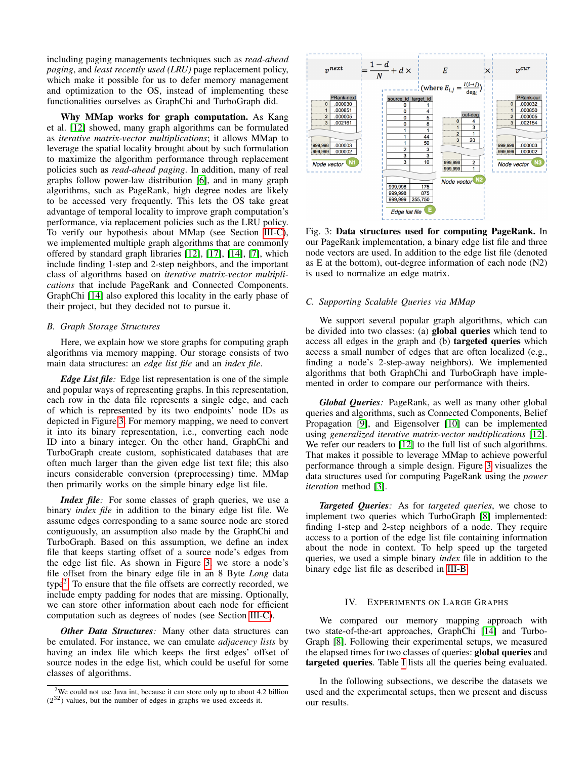including paging managements techniques such as *read-ahead paging*, and *least recently used (LRU)* page replacement policy, which make it possible for us to defer memory management and optimization to the OS, instead of implementing these functionalities ourselves as GraphChi and TurboGraph did.

**Why MMap works for graph computation.** As Kang et al. [12] showed, many graph algorithms can be formulated as *iterative matrix-vector multiplications*; it allows MMap to leverage the spatial locality brought about by such formulation to maximize the algorithm performance through replacement policies such as *read-ahead paging*. In addition, many of real graphs follow power-law distribution [6], and in many graph algorithms, such as PageRank, high degree nodes are likely to be accessed very frequently. This lets the OS take great advantage of temporal locality to improve graph computation's performance, via replacement policies such as the LRU policy. To verify our hypothesis about MMap (see Section III-C), we implemented multiple graph algorithms that are commonly offered by standard graph libraries [12], [17], [14], [7], which include finding 1-step and 2-step neighbors, and the important class of algorithms based on *iterative matrix-vector multiplications* that include PageRank and Connected Components. GraphChi [14] also explored this locality in the early phase of their project, but they decided not to pursue it.

### B. Graph Storage Structures

Here, we explain how we store graphs for computing graph algorithms via memory mapping. Our storage consists of two main data structures: an *edge list file* and an *index file*.

***Edge List file:*** Edge list representation is one of the simple and popular ways of representing graphs. In this representation, each row in the data file represents a single edge, each of which is represented by its two endpoints' node IDs as depicted in Figure 3. For memory mapping, we need to convert it into its binary representation, i.e., converting each node ID into a binary integer. On the other hand, GraphChi and TurboGraph create custom, sophisticated databases that are often much larger than the given edge list text file; this also incurs considerable conversion (preprocessing) time. MMap then primarily works on the simple binary edge list file.

***Index file:*** For some classes of graph queries, we use a binary *index file* in addition to the binary edge list file. We assume edges corresponding to a same source node are stored contiguously, an assumption also made by the GraphChi and TurboGraph. Based on this assumption, we define an index file that keeps starting offset of a source node's edges from the edge list file. As shown in Figure 3, we store a node's file offset from the binary edge file in an 8 Byte *Long* data type[2]. To ensure that the file offsets are correctly recorded, we include empty padding for nodes that are missing. Optionally, we can store other information about each node for efficient computation such as degrees of nodes (see Section III-C).

***Other Data Structures:*** Many other data structures can be emulated. For instance, we can emulate *adjacency lists* by having an index file which keeps the first edges' offset of source nodes in the edge list, which could be useful for some classes of algorithms.

[2] We could not use Java int, because it can store only up to about 4.2 billion ($2^{32}$) values, but the number of edges in graphs we used exceeds it.

$v^{next}$ = $\frac{1-d}{N}$ + $d \times$ $E$ $\times$ $v^{cur}$

(where $E_{i,j} = \frac{I(i \mapsto j)}{\text{deg}_i}$)

| | PRank-next |
|---|---|
| 0 | .000030 |
| 1 | .000851 |
| 2 | .000005 |
| 3 | .002161 |
| 999,998 | .000003 |
| 999,999 | .000002 |

Node vector N1

| source_id | target_id |
|---|---|
| 0 | 1 |
| 0 | 4 |
| 0 | 5 |
| 0 | 8 |
| 1 | 1 |
| 1 | 44 |
| 1 | 50 |
| 2 | 3 |
| 3 | 3 |
| 3 | 10 |
| 999,998 | 175 |
| 999,998 | 875 |
| 999,999 | 255,750 |

Edge list file E

| | out-deg |
|---|---|
| 0 | 4 |
| 1 | 3 |
| 2 | 1 |
| 3 | 20 |
| 999,998 | 2 |
| 999,999 | 1 |

Node vector N2

| | PRank-cur |
|---|---|
| 0 | .000032 |
| 1 | .000850 |
| 2 | .000005 |
| 3 | .002154 |
| 999,998 | .000003 |
| 999,999 | .000002 |

Node vector N3

Fig. 3: **Data structures used for computing PageRank.** In our PageRank implementation, a binary edge list file and three node vectors are used. In addition to the edge list file (denoted as E at the bottom), out-degree information of each node (N2) is used to normalize an edge matrix.

### C. Supporting Scalable Queries via MMap

We support several popular graph algorithms, which can be divided into two classes: (a) **global queries** which tend to access all edges in the graph and (b) **targeted queries** which access a small number of edges that are often localized (e.g., finding a node's 2-step-away neighbors). We implemented algorithms that both GraphChi and TurboGraph have implemented in order to compare our performance with theirs.

***Global Queries:*** PageRank, as well as many other global queries and algorithms, such as Connected Components, Belief Propagation [9], and Eigensolver [10] can be implemented using *generalized iterative matrix-vector multiplications* [12]. We refer our readers to [12] to the full list of such algorithms. That makes it possible to leverage MMap to achieve powerful performance through a simple design. Figure 3 visualizes the data structures used for computing PageRank using the *power iteration* method [3].

***Targeted Queries:*** As for *targeted queries*, we chose to implement two queries which TurboGraph [8] implemented: finding 1-step and 2-step neighbors of a node. They require access to a portion of the edge list file containing information about the node in context. To help speed up the targeted queries, we used a simple binary *index* file in addition to the binary edge list file as described in III-B.

## IV. Experiments on Large Graphs

We compared our memory mapping approach with two state-of-the-art approaches, GraphChi [14] and TurboGraph [8]. Following their experimental setups, we measured the elapsed times for two classes of queries: **global queries** and **targeted queries**. Table I lists all the queries being evaluated.

In the following subsections, we describe the datasets we used and the experimental setups, then we present and discuss our results.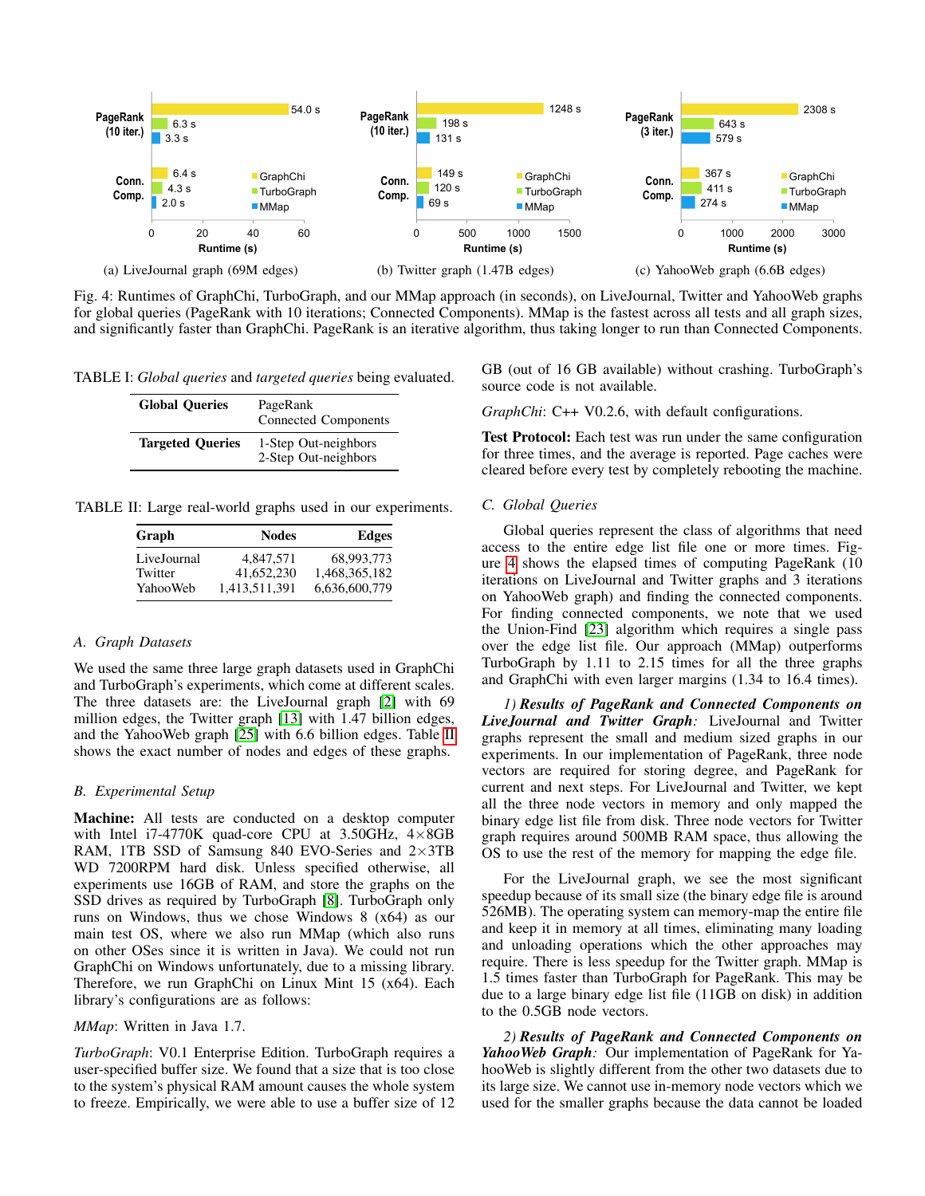Fig. 4: Runtimes of GraphChi, TurboGraph, and our MMap approach (in seconds), on LiveJournal, Twitter and YahooWeb graphs for global queries (PageRank with 10 iterations; Connected Components). MMap is the fastest across all tests and all graph sizes, and significantly faster than GraphChi. PageRank is an iterative algorithm, thus taking longer to run than Connected Components.

(a) LiveJournal graph (69M edges) (b) Twitter graph (1.47B edges) (c) YahooWeb graph (6.6B edges)

TABLE I: *Global queries* and *targeted queries* being evaluated.

| | |
|---|---|
| **Global Queries** | PageRank<br>Connected Components |
| **Targeted Queries** | 1-Step Out-neighbors<br>2-Step Out-neighbors |

TABLE II: Large real-world graphs used in our experiments.

| Graph | Nodes | Edges |
|---|---|---|
| LiveJournal | 4,847,571 | 68,993,773 |
| Twitter | 41,652,230 | 1,468,365,182 |
| YahooWeb | 1,413,511,391 | 6,636,600,779 |

### *A. Graph Datasets*

We used the same three large graph datasets used in GraphChi and TurboGraph's experiments, which come at different scales. The three datasets are: the LiveJournal graph [2] with 69 million edges, the Twitter graph [13] with 1.47 billion edges, and the YahooWeb graph [25] with 6.6 billion edges. Table II shows the exact number of nodes and edges of these graphs.

### *B. Experimental Setup*

**Machine:** All tests are conducted on a desktop computer with Intel i7-4770K quad-core CPU at 3.50GHz, 4×8GB RAM, 1TB SSD of Samsung 840 EVO-Series and 2×3TB WD 7200RPM hard disk. Unless specified otherwise, all experiments use 16GB of RAM, and store the graphs on the SSD drives as required by TurboGraph [8]. TurboGraph only runs on Windows, thus we chose Windows 8 (x64) as our main test OS, where we also run MMap (which also runs on other OSes since it is written in Java). We could not run GraphChi on Windows unfortunately, due to a missing library. Therefore, we run GraphChi on Linux Mint 15 (x64). Each library's configurations are as follows:

*MMap*: Written in Java 1.7.

*TurboGraph*: V0.1 Enterprise Edition. TurboGraph requires a user-specified buffer size. We found that a size that is too close to the system's physical RAM amount causes the whole system to freeze. Empirically, we were able to use a buffer size of 12 GB (out of 16 GB available) without crashing. TurboGraph's source code is not available.

*GraphChi*: C++ V0.2.6, with default configurations.

**Test Protocol:** Each test was run under the same configuration for three times, and the average is reported. Page caches were cleared before every test by completely rebooting the machine.

### *C. Global Queries*

Global queries represent the class of algorithms that need access to the entire edge list file one or more times. Figure 4 shows the elapsed times of computing PageRank (10 iterations on LiveJournal and Twitter graphs and 3 iterations on YahooWeb graph) and finding the connected components. For finding connected components, we note that we used the Union-Find [23] algorithm which requires a single pass over the edge list file. Our approach (MMap) outperforms TurboGraph by 1.11 to 2.15 times for all the three graphs and GraphChi with even larger margins (1.34 to 16.4 times).

*1) **Results of PageRank and Connected Components on LiveJournal and Twitter Graph**:* LiveJournal and Twitter graphs represent the small and medium sized graphs in our experiments. In our implementation of PageRank, three node vectors are required for storing degree, and PageRank for current and next steps. For LiveJournal and Twitter, we kept all the three node vectors in memory and only mapped the binary edge list file from disk. Three node vectors for Twitter graph requires around 500MB RAM space, thus allowing the OS to use the rest of the memory for mapping the edge file.

For the LiveJournal graph, we see the most significant speedup because of its small size (the binary edge file is around 526MB). The operating system can memory-map the entire file and keep it in memory at all times, eliminating many loading and unloading operations which the other approaches may require. There is less speedup for the Twitter graph. MMap is 1.5 times faster than TurboGraph for PageRank. This may be due to a large binary edge list file (11GB on disk) in addition to the 0.5GB node vectors.

*2) **Results of PageRank and Connected Components on YahooWeb Graph**:* Our implementation of PageRank for YahooWeb is slightly different from the other two datasets due to its large size. We cannot use in-memory node vectors which we used for the smaller graphs because the data cannot be loaded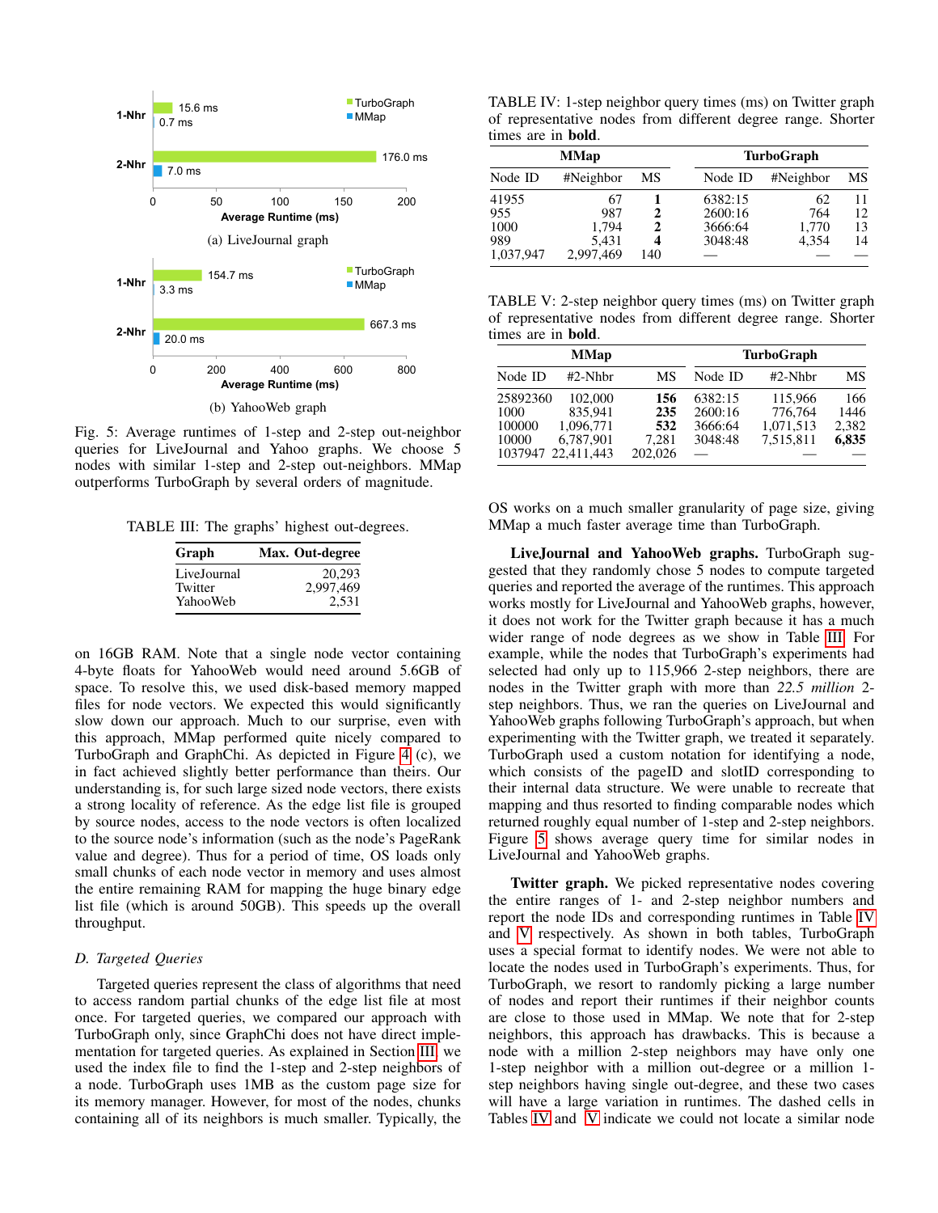Fig. 5: Average runtimes of 1-step and 2-step out-neighbor queries for LiveJournal and Yahoo graphs. We choose 5 nodes with similar 1-step and 2-step out-neighbors. MMap outperforms TurboGraph by several orders of magnitude.

TABLE III: The graphs' highest out-degrees.

| Graph | Max. Out-degree |
|---|---|
| LiveJournal | 20,293 |
| Twitter | 2,997,469 |
| YahooWeb | 2,531 |

on 16GB RAM. Note that a single node vector containing 4-byte floats for YahooWeb would need around 5.6GB of space. To resolve this, we used disk-based memory mapped files for node vectors. We expected this would significantly slow down our approach. Much to our surprise, even with this approach, MMap performed quite nicely compared to TurboGraph and GraphChi. As depicted in Figure 4 (c), we in fact achieved slightly better performance than theirs. Our understanding is, for such large sized node vectors, there exists a strong locality of reference. As the edge list file is grouped by source nodes, access to the node vectors is often localized to the source node's information (such as the node's PageRank value and degree). Thus for a period of time, OS loads only small chunks of each node vector in memory and uses almost the entire remaining RAM for mapping the huge binary edge list file (which is around 50GB). This speeds up the overall throughput.

### D. Targeted Queries

Targeted queries represent the class of algorithms that need to access random partial chunks of the edge list file at most once. For targeted queries, we compared our approach with TurboGraph only, since GraphChi does not have direct implementation for targeted queries. As explained in Section III, we used the index file to find the 1-step and 2-step neighbors of a node. TurboGraph uses 1MB as the custom page size for its memory manager. However, for most of the nodes, chunks containing all of its neighbors is much smaller. Typically, the

TABLE IV: 1-step neighbor query times (ms) on Twitter graph of representative nodes from different degree range. Shorter times are in **bold**.

| MMap | | | TurboGraph | | |
|---|---|---|---|---|---|
| Node ID | #Neighbor | MS | Node ID | #Neighbor | MS |
| 41955 | 67 | **1** | 6382:15 | 62 | 11 |
| 955 | 987 | **2** | 2600:16 | 764 | 12 |
| 1000 | 1,794 | **2** | 3666:64 | 1,770 | 13 |
| 989 | 5,431 | **4** | 3048:48 | 4,354 | 14 |
| 1,037,947 | 2,997,469 | 140 | — | — | — |

TABLE V: 2-step neighbor query times (ms) on Twitter graph of representative nodes from different degree range. Shorter times are in **bold**.

| MMap | | | TurboGraph | | |
|---|---|---|---|---|---|
| Node ID | #2-Nhbr | MS | Node ID | #2-Nhbr | MS |
| 25892360 | 102,000 | **156** | 6382:15 | 115,966 | 166 |
| 1000 | 835,941 | **235** | 2600:16 | 776,764 | 1446 |
| 100000 | 1,096,771 | **532** | 3666:64 | 1,071,513 | 2,382 |
| 10000 | 6,787,901 | 7,281 | 3048:48 | 7,515,811 | **6,835** |
| 1037947 | 22,411,443 | 202,026 | — | — | — |

OS works on a much smaller granularity of page size, giving MMap a much faster average time than TurboGraph.

**LiveJournal and YahooWeb graphs.** TurboGraph suggested that they randomly chose 5 nodes to compute targeted queries and reported the average of the runtimes. This approach works mostly for LiveJournal and YahooWeb graphs, however, it does not work for the Twitter graph because it has a much wider range of node degrees as we show in Table III. For example, while the nodes that TurboGraph's experiments had selected had only up to 115,966 2-step neighbors, there are nodes in the Twitter graph with more than *22.5 million* 2-step neighbors. Thus, we ran the queries on LiveJournal and YahooWeb graphs following TurboGraph's approach, but when experimenting with the Twitter graph, we treated it separately. TurboGraph used a custom notation for identifying a node, which consists of the pageID and slotID corresponding to their internal data structure. We were unable to recreate that mapping and thus resorted to finding comparable nodes which returned roughly equal number of 1-step and 2-step neighbors. Figure 5 shows average query time for similar nodes in LiveJournal and YahooWeb graphs.

**Twitter graph.** We picked representative nodes covering the entire ranges of 1- and 2-step neighbor numbers and report the node IDs and corresponding runtimes in Table IV and V respectively. As shown in both tables, TurboGraph uses a special format to identify nodes. We were not able to locate the nodes used in TurboGraph's experiments. Thus, for TurboGraph, we resort to randomly picking a large number of nodes and report their runtimes if their neighbor counts are close to those used in MMap. We note that for 2-step neighbors, this approach has drawbacks. This is because a node with a million 2-step neighbors may have only one 1-step neighbor with a million out-degree or a million 1-step neighbors having single out-degree, and these two cases will have a large variation in runtimes. The dashed cells in Tables IV and V indicate we could not locate a similar node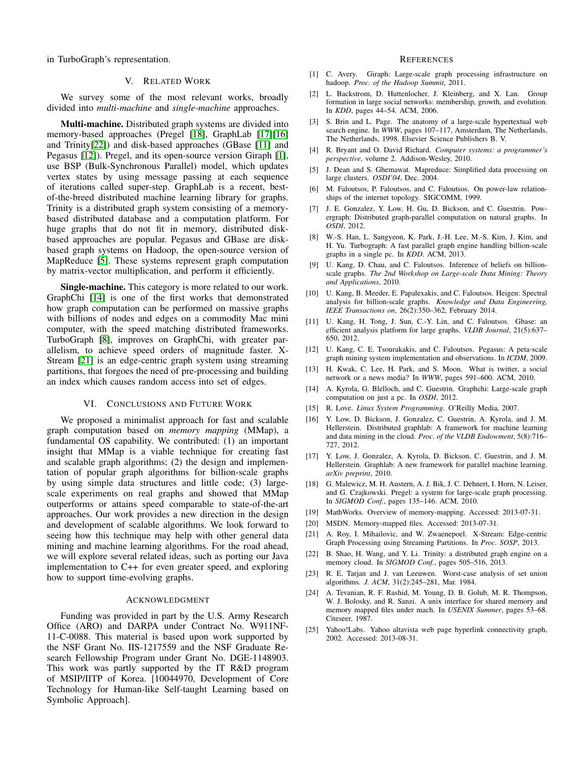in TurboGraph's representation.

## V. Related Work

We survey some of the most relevant works, broadly divided into *multi-machine* and *single-machine* approaches.

**Multi-machine.** Distributed graph systems are divided into memory-based approaches (Pregel [18], GraphLab [17][16] and Trinity[22]) and disk-based approaches (GBase [11] and Pegasus [12]). Pregel, and its open-source version Giraph [1], use BSP (Bulk-Synchronous Parallel) model, which updates vertex states by using message passing at each sequence of iterations called super-step. GraphLab is a recent, best-of-the-breed distributed machine learning library for graphs. Trinity is a distributed graph system consisting of a memory-based distributed database and a computation platform. For huge graphs that do not fit in memory, distributed disk-based approaches are popular. Pegasus and GBase are disk-based graph systems on Hadoop, the open-source version of MapReduce [5]. These systems represent graph computation by matrix-vector multiplication, and perform it efficiently.

**Single-machine.** This category is more related to our work. GraphChi [14] is one of the first works that demonstrated how graph computation can be performed on massive graphs with billions of nodes and edges on a commodity Mac mini computer, with the speed matching distributed frameworks. TurboGraph [8], improves on GraphChi, with greater parallelism, to achieve speed orders of magnitude faster. X-Stream [21] is an edge-centric graph system using streaming partitions, that forgoes the need of pre-processing and building an index which causes random access into set of edges.

## VI. Conclusions and Future Work

We proposed a minimalist approach for fast and scalable graph computation based on *memory mapping* (MMap), a fundamental OS capability. We contributed: (1) an important insight that MMap is a viable technique for creating fast and scalable graph algorithms; (2) the design and implementation of popular graph algorithms for billion-scale graphs by using simple data structures and little code; (3) large-scale experiments on real graphs and showed that MMap outperforms or attains speed comparable to state-of-the-art approaches. Our work provides a new direction in the design and development of scalable algorithms. We look forward to seeing how this technique may help with other general data mining and machine learning algorithms. For the road ahead, we will explore several related ideas, such as porting our Java implementation to C++ for even greater speed, and exploring how to support time-evolving graphs.

## Acknowledgment

Funding was provided in part by the U.S. Army Research Office (ARO) and DARPA under Contract No. W911NF-11-C-0088. This material is based upon work supported by the NSF Grant No. IIS-1217559 and the NSF Graduate Research Fellowship Program under Grant No. DGE-1148903. This work was partly supported by the IT R&D program of MSIP/IITP of Korea. [10044970, Development of Core Technology for Human-like Self-taught Learning based on Symbolic Approach].

## References

[1] C. Avery. Giraph: Large-scale graph processing infrastructure on hadoop. *Proc. of the Hadoop Summit*, 2011.

[2] L. Backstrom, D. Huttenlocher, J. Kleinberg, and X. Lan. Group formation in large social networks: membership, growth, and evolution. In *KDD*, pages 44–54. ACM, 2006.

[3] S. Brin and L. Page. The anatomy of a large-scale hypertextual web search engine. In *WWW*, pages 107–117, Amsterdam, The Netherlands, The Netherlands, 1998. Elsevier Science Publishers B. V.

[4] R. Bryant and O. David Richard. *Computer systems: a programmer's perspective*, volume 2. Addison-Wesley, 2010.

[5] J. Dean and S. Ghemawat. Mapreduce: Simplified data processing on large clusters. *OSDI'04*, Dec. 2004.

[6] M. Faloutsos, P. Faloutsos, and C. Faloutsos. On power-law relationships of the internet topology. SIGCOMM, 1999.

[7] J. E. Gonzalez, Y. Low, H. Gu, D. Bickson, and C. Guestrin. Powergraph: Distributed graph-parallel computation on natural graphs. In *OSDI*, 2012.

[8] W.-S. Han, L. Sangyeon, K. Park, J.-H. Lee, M.-S. Kim, J. Kim, and H. Yu. Turbograph: A fast parallel graph engine handling billion-scale graphs in a single pc. In *KDD*. ACM, 2013.

[9] U. Kang, D. Chau, and C. Faloutsos. Inference of beliefs on billion-scale graphs. *The 2nd Workshop on Large-scale Data Mining: Theory and Applications*, 2010.

[10] U. Kang, B. Meeder, E. Papalexakis, and C. Faloutsos. Heigen: Spectral analysis for billion-scale graphs. *Knowledge and Data Engineering, IEEE Transactions on*, 26(2):350–362, February 2014.

[11] U. Kang, H. Tong, J. Sun, C.-Y. Lin, and C. Faloutsos. Gbase: an efficient analysis platform for large graphs. *VLDB Journal*, 21(5):637–650, 2012.

[12] U. Kang, C. E. Tsourakakis, and C. Faloutsos. Pegasus: A peta-scale graph mining system implementation and observations. In *ICDM*, 2009.

[13] H. Kwak, C. Lee, H. Park, and S. Moon. What is twitter, a social network or a news media? In *WWW*, pages 591–600. ACM, 2010.

[14] A. Kyrola, G. Blelloch, and C. Guestrin. Graphchi: Large-scale graph computation on just a pc. In *OSDI*, 2012.

[15] R. Love. *Linux System Programming*. O'Reilly Media, 2007.

[16] Y. Low, D. Bickson, J. Gonzalez, C. Guestrin, A. Kyrola, and J. M. Hellerstein. Distributed graphlab: A framework for machine learning and data mining in the cloud. *Proc. of the VLDB Endowment*, 5(8):716–727, 2012.

[17] Y. Low, J. Gonzalez, A. Kyrola, D. Bickson, C. Guestrin, and J. M. Hellerstein. Graphlab: A new framework for parallel machine learning. *arXiv preprint*, 2010.

[18] G. Malewicz, M. H. Austern, A. J. Bik, J. C. Dehnert, I. Horn, N. Leiser, and G. Czajkowski. Pregel: a system for large-scale graph processing. In *SIGMOD Conf.*, pages 135–146. ACM, 2010.

[19] MathWorks. Overview of memory-mapping. Accessed: 2013-07-31.

[20] MSDN. Memory-mapped files. Accessed: 2013-07-31.

[21] A. Roy, I. Mihailovic, and W. Zwaenepoel. X-Stream: Edge-centric Graph Processing using Streaming Partitions. In *Proc. SOSP*, 2013.

[22] B. Shao, H. Wang, and Y. Li. Trinity: a distributed graph engine on a memory cloud. In *SIGMOD Conf.*, pages 505–516, 2013.

[23] R. E. Tarjan and J. van Leeuwen. Worst-case analysis of set union algorithms. *J. ACM*, 31(2):245–281, Mar. 1984.

[24] A. Tevanian, R. F. Rashid, M. Young, D. B. Golub, M. R. Thompson, W. J. Bolosky, and R. Sanzi. A unix interface for shared memory and memory mapped files under mach. In *USENIX Summer*, pages 53–68. Citeseer, 1987.

[25] Yahoo!Labs. Yahoo altavista web page hyperlink connectivity graph, 2002. Accessed: 2013-08-31.